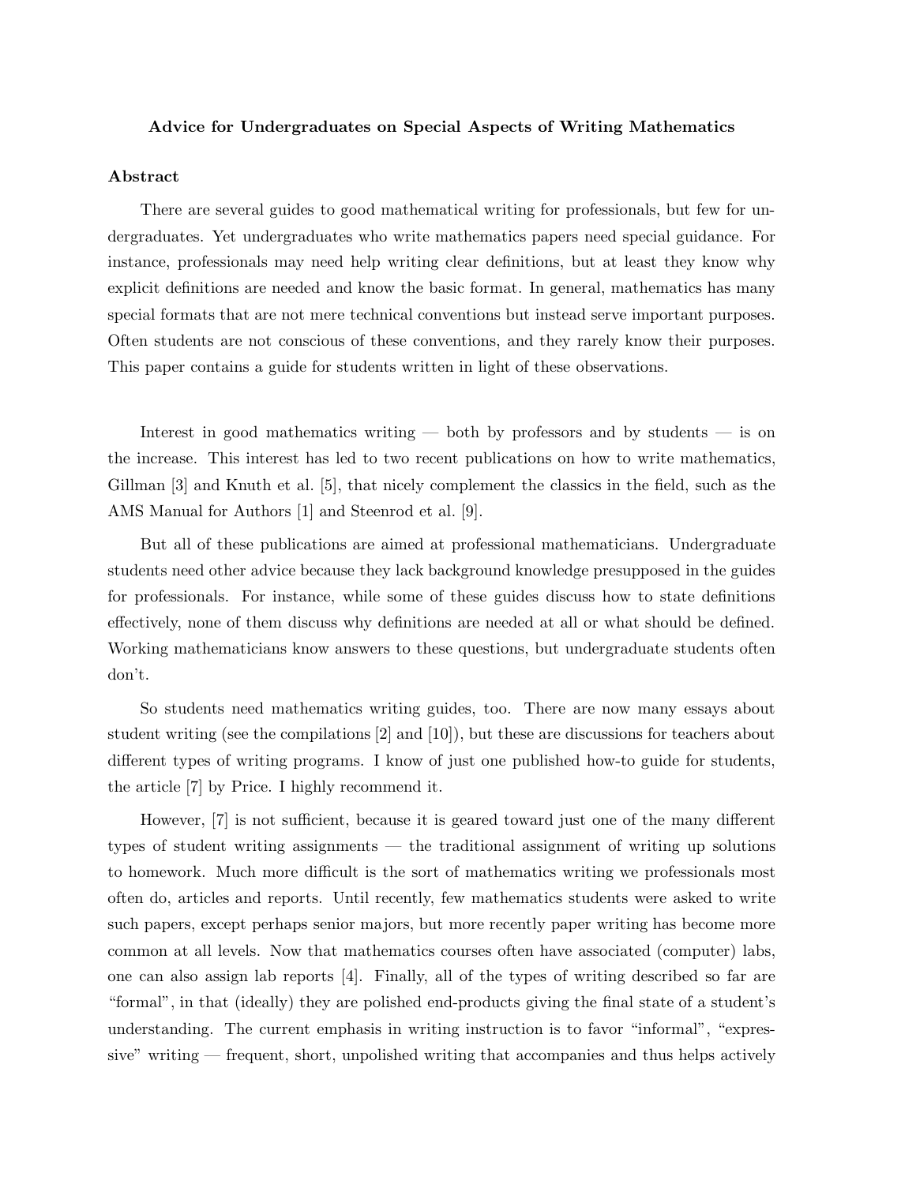# Advice for Undergraduates on Special Aspects of Writing Mathematics

## Abstract

There are several guides to good mathematical writing for professionals, but few for undergraduates. Yet undergraduates who write mathematics papers need special guidance. For instance, professionals may need help writing clear definitions, but at least they know why explicit definitions are needed and know the basic format. In general, mathematics has many special formats that are not mere technical conventions but instead serve important purposes. Often students are not conscious of these conventions, and they rarely know their purposes. This paper contains a guide for students written in light of these observations.

Interest in good mathematics writing — both by professors and by students — is on the increase. This interest has led to two recent publications on how to write mathematics, Gillman [3] and Knuth et al. [5], that nicely complement the classics in the field, such as the AMS Manual for Authors [1] and Steenrod et al. [9].

But all of these publications are aimed at professional mathematicians. Undergraduate students need other advice because they lack background knowledge presupposed in the guides for professionals. For instance, while some of these guides discuss how to state definitions effectively, none of them discuss why definitions are needed at all or what should be defined. Working mathematicians know answers to these questions, but undergraduate students often don't.

So students need mathematics writing guides, too. There are now many essays about student writing (see the compilations [2] and [10]), but these are discussions for teachers about different types of writing programs. I know of just one published how-to guide for students, the article [7] by Price. I highly recommend it.

However, [7] is not sufficient, because it is geared toward just one of the many different types of student writing assignments — the traditional assignment of writing up solutions to homework. Much more difficult is the sort of mathematics writing we professionals most often do, articles and reports. Until recently, few mathematics students were asked to write such papers, except perhaps senior majors, but more recently paper writing has become more common at all levels. Now that mathematics courses often have associated (computer) labs, one can also assign lab reports [4]. Finally, all of the types of writing described so far are "formal", in that (ideally) they are polished end-products giving the final state of a student's understanding. The current emphasis in writing instruction is to favor "informal", "expressive" writing — frequent, short, unpolished writing that accompanies and thus helps actively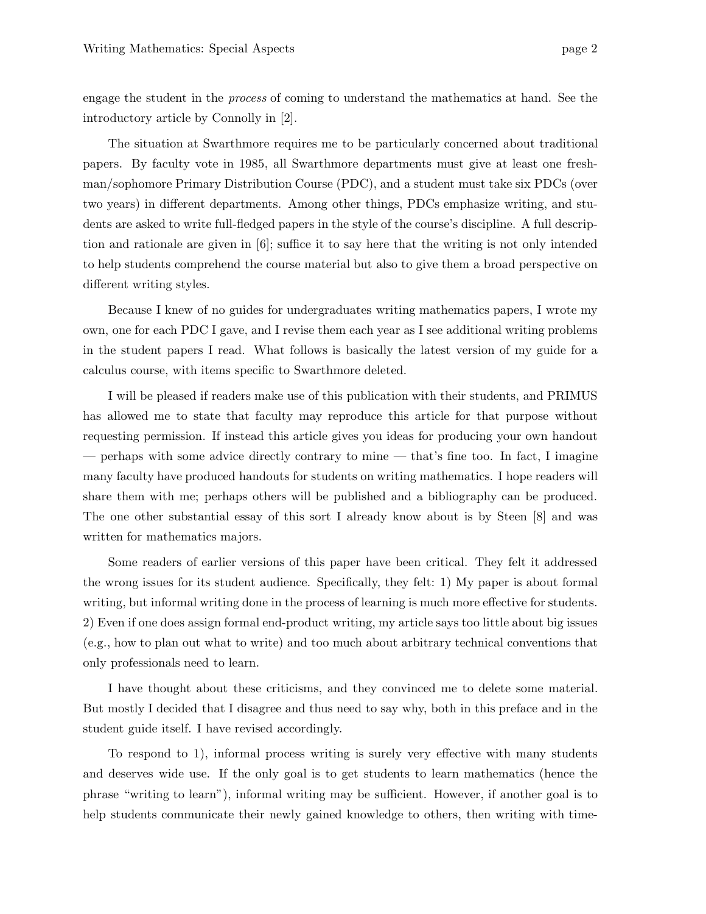engage the student in the *process* of coming to understand the mathematics at hand. See the introductory article by Connolly in [2].

The situation at Swarthmore requires me to be particularly concerned about traditional papers. By faculty vote in 1985, all Swarthmore departments must give at least one freshman/sophomore Primary Distribution Course (PDC), and a student must take six PDCs (over two years) in different departments. Among other things, PDCs emphasize writing, and students are asked to write full-fledged papers in the style of the course's discipline. A full description and rationale are given in [6]; suffice it to say here that the writing is not only intended to help students comprehend the course material but also to give them a broad perspective on different writing styles.

Because I knew of no guides for undergraduates writing mathematics papers, I wrote my own, one for each PDC I gave, and I revise them each year as I see additional writing problems in the student papers I read. What follows is basically the latest version of my guide for a calculus course, with items specific to Swarthmore deleted.

I will be pleased if readers make use of this publication with their students, and PRIMUS has allowed me to state that faculty may reproduce this article for that purpose without requesting permission. If instead this article gives you ideas for producing your own handout — perhaps with some advice directly contrary to mine — that's fine too. In fact, I imagine many faculty have produced handouts for students on writing mathematics. I hope readers will share them with me; perhaps others will be published and a bibliography can be produced. The one other substantial essay of this sort I already know about is by Steen [8] and was written for mathematics majors.

Some readers of earlier versions of this paper have been critical. They felt it addressed the wrong issues for its student audience. Specifically, they felt: 1) My paper is about formal writing, but informal writing done in the process of learning is much more effective for students. 2) Even if one does assign formal end-product writing, my article says too little about big issues (e.g., how to plan out what to write) and too much about arbitrary technical conventions that only professionals need to learn.

I have thought about these criticisms, and they convinced me to delete some material. But mostly I decided that I disagree and thus need to say why, both in this preface and in the student guide itself. I have revised accordingly.

To respond to 1), informal process writing is surely very effective with many students and deserves wide use. If the only goal is to get students to learn mathematics (hence the phrase "writing to learn"), informal writing may be sufficient. However, if another goal is to help students communicate their newly gained knowledge to others, then writing with time-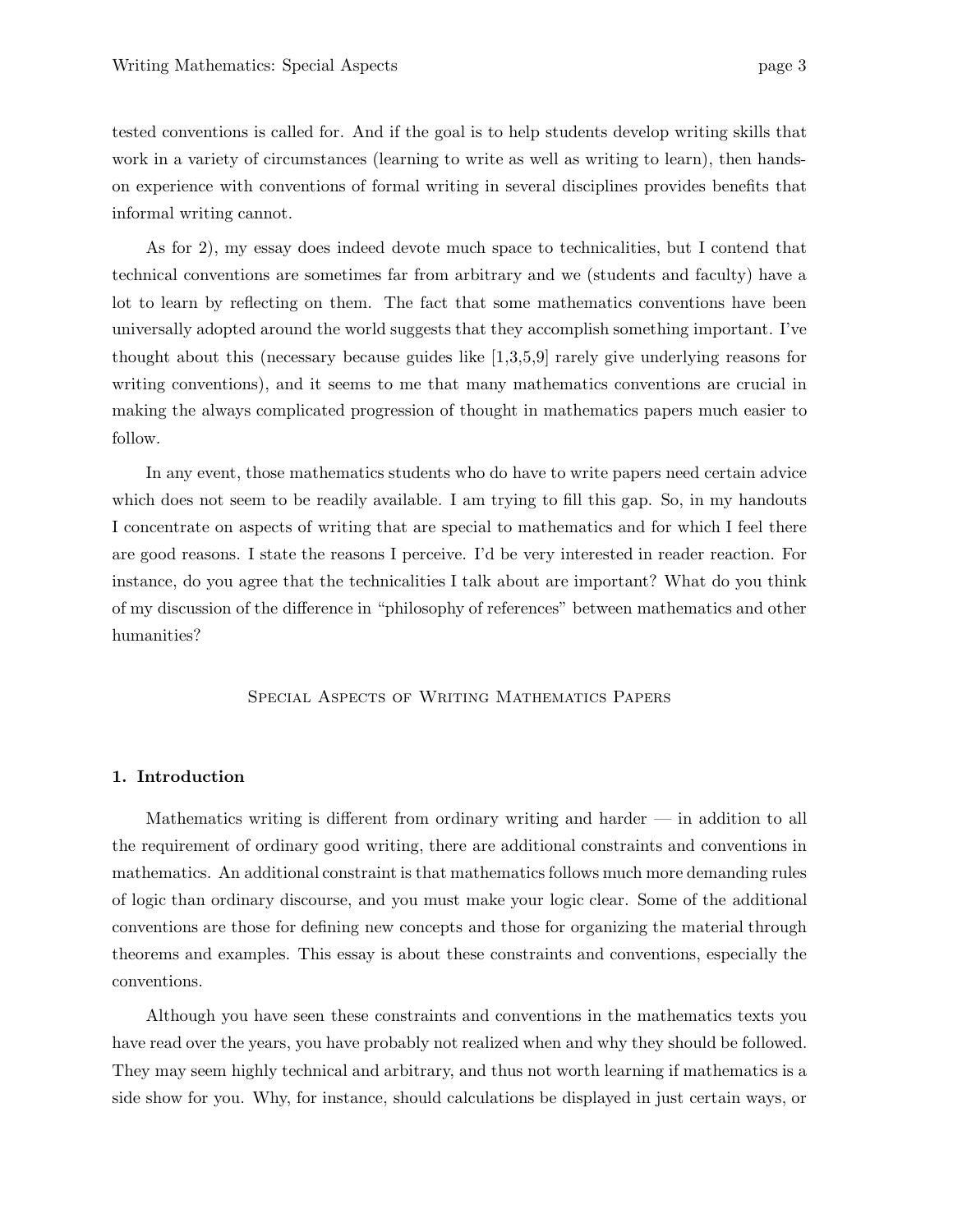tested conventions is called for. And if the goal is to help students develop writing skills that work in a variety of circumstances (learning to write as well as writing to learn), then hands-on experience with conventions of formal writing in several disciplines provides benefits that informal writing cannot.

As for 2), my essay does indeed devote much space to technicalities, but I contend that technical conventions are sometimes far from arbitrary and we (students and faculty) have a lot to learn by reflecting on them. The fact that some mathematics conventions have been universally adopted around the world suggests that they accomplish something important. I've thought about this (necessary because guides like [1,3,5,9] rarely give underlying reasons for writing conventions), and it seems to me that many mathematics conventions are crucial in making the always complicated progression of thought in mathematics papers much easier to follow.

In any event, those mathematics students who do have to write papers need certain advice which does not seem to be readily available. I am trying to fill this gap. So, in my handouts I concentrate on aspects of writing that are special to mathematics and for which I feel there are good reasons. I state the reasons I perceive. I'd be very interested in reader reaction. For instance, do you agree that the technicalities I talk about are important? What do you think of my discussion of the difference in "philosophy of references" between mathematics and other humanities?

## Special Aspects of Writing Mathematics Papers

### 1. Introduction

Mathematics writing is different from ordinary writing and harder — in addition to all the requirement of ordinary good writing, there are additional constraints and conventions in mathematics. An additional constraint is that mathematics follows much more demanding rules of logic than ordinary discourse, and you must make your logic clear. Some of the additional conventions are those for defining new concepts and those for organizing the material through theorems and examples. This essay is about these constraints and conventions, especially the conventions.

Although you have seen these constraints and conventions in the mathematics texts you have read over the years, you have probably not realized when and why they should be followed. They may seem highly technical and arbitrary, and thus not worth learning if mathematics is a side show for you. Why, for instance, should calculations be displayed in just certain ways, or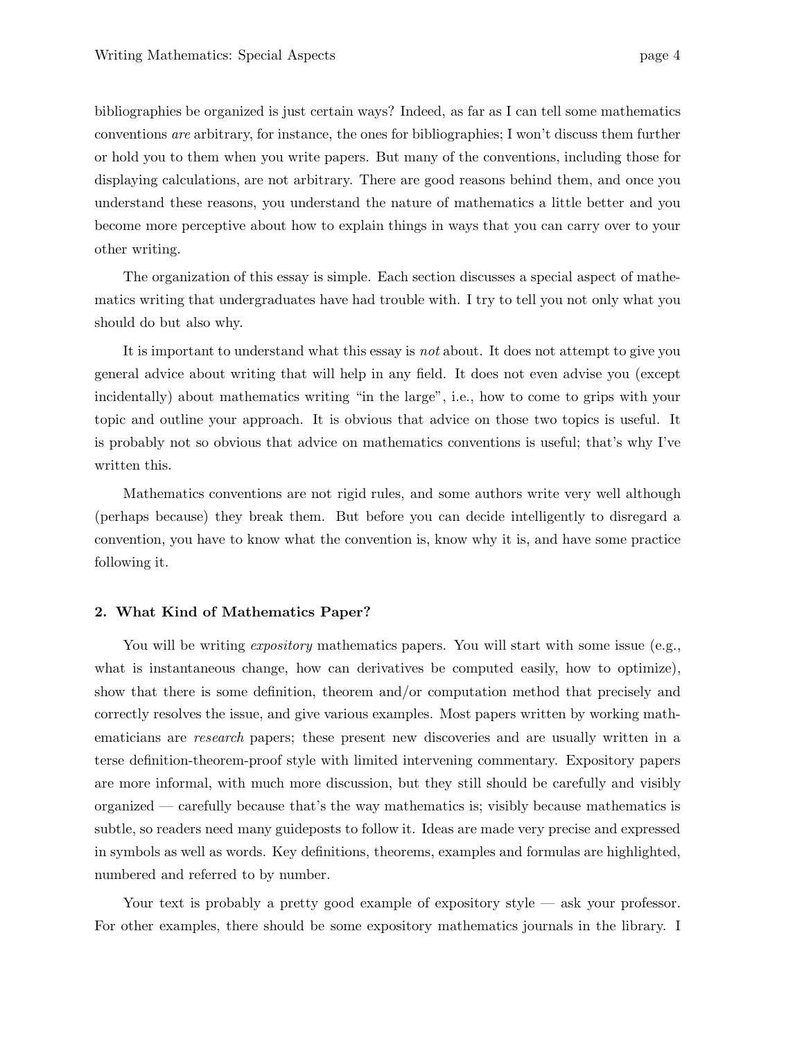bibliographies be organized is just certain ways? Indeed, as far as I can tell some mathematics conventions *are* arbitrary, for instance, the ones for bibliographies; I won't discuss them further or hold you to them when you write papers. But many of the conventions, including those for displaying calculations, are not arbitrary. There are good reasons behind them, and once you understand these reasons, you understand the nature of mathematics a little better and you become more perceptive about how to explain things in ways that you can carry over to your other writing.

The organization of this essay is simple. Each section discusses a special aspect of mathematics writing that undergraduates have had trouble with. I try to tell you not only what you should do but also why.

It is important to understand what this essay is *not* about. It does not attempt to give you general advice about writing that will help in any field. It does not even advise you (except incidentally) about mathematics writing "in the large", i.e., how to come to grips with your topic and outline your approach. It is obvious that advice on those two topics is useful. It is probably not so obvious that advice on mathematics conventions is useful; that's why I've written this.

Mathematics conventions are not rigid rules, and some authors write very well although (perhaps because) they break them. But before you can decide intelligently to disregard a convention, you have to know what the convention is, know why it is, and have some practice following it.

## 2. What Kind of Mathematics Paper?

You will be writing *expository* mathematics papers. You will start with some issue (e.g., what is instantaneous change, how can derivatives be computed easily, how to optimize), show that there is some definition, theorem and/or computation method that precisely and correctly resolves the issue, and give various examples. Most papers written by working mathematicians are *research* papers; these present new discoveries and are usually written in a terse definition-theorem-proof style with limited intervening commentary. Expository papers are more informal, with much more discussion, but they still should be carefully and visibly organized — carefully because that's the way mathematics is; visibly because mathematics is subtle, so readers need many guideposts to follow it. Ideas are made very precise and expressed in symbols as well as words. Key definitions, theorems, examples and formulas are highlighted, numbered and referred to by number.

Your text is probably a pretty good example of expository style — ask your professor. For other examples, there should be some expository mathematics journals in the library. I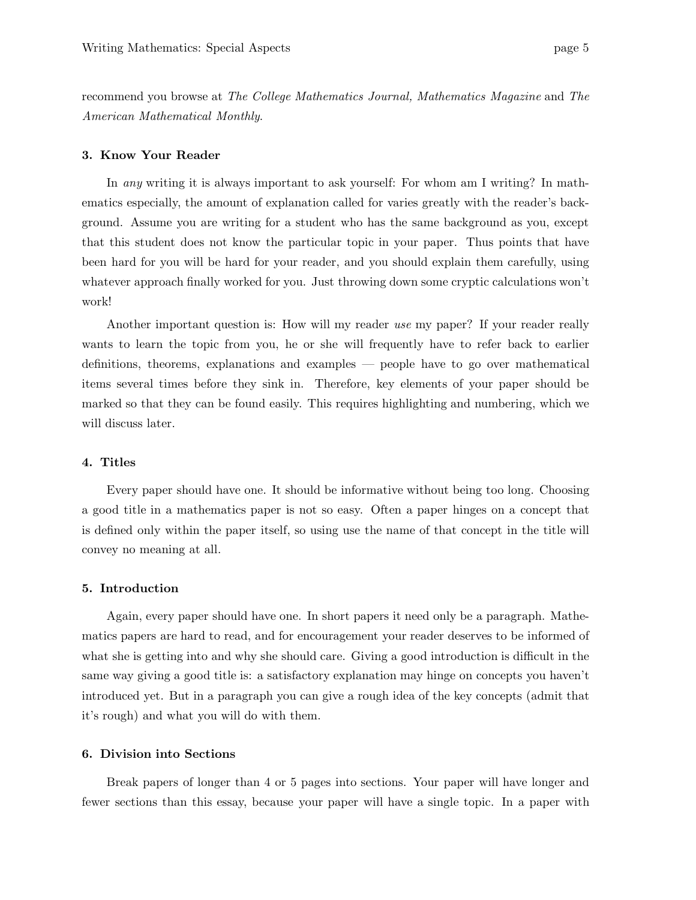recommend you browse at *The College Mathematics Journal, Mathematics Magazine* and *The American Mathematical Monthly*.

### 3. Know Your Reader

In *any* writing it is always important to ask yourself: For whom am I writing? In mathematics especially, the amount of explanation called for varies greatly with the reader's background. Assume you are writing for a student who has the same background as you, except that this student does not know the particular topic in your paper. Thus points that have been hard for you will be hard for your reader, and you should explain them carefully, using whatever approach finally worked for you. Just throwing down some cryptic calculations won't work!

Another important question is: How will my reader *use* my paper? If your reader really wants to learn the topic from you, he or she will frequently have to refer back to earlier definitions, theorems, explanations and examples — people have to go over mathematical items several times before they sink in. Therefore, key elements of your paper should be marked so that they can be found easily. This requires highlighting and numbering, which we will discuss later.

### 4. Titles

Every paper should have one. It should be informative without being too long. Choosing a good title in a mathematics paper is not so easy. Often a paper hinges on a concept that is defined only within the paper itself, so using use the name of that concept in the title will convey no meaning at all.

### 5. Introduction

Again, every paper should have one. In short papers it need only be a paragraph. Mathematics papers are hard to read, and for encouragement your reader deserves to be informed of what she is getting into and why she should care. Giving a good introduction is difficult in the same way giving a good title is: a satisfactory explanation may hinge on concepts you haven't introduced yet. But in a paragraph you can give a rough idea of the key concepts (admit that it's rough) and what you will do with them.

### 6. Division into Sections

Break papers of longer than 4 or 5 pages into sections. Your paper will have longer and fewer sections than this essay, because your paper will have a single topic. In a paper with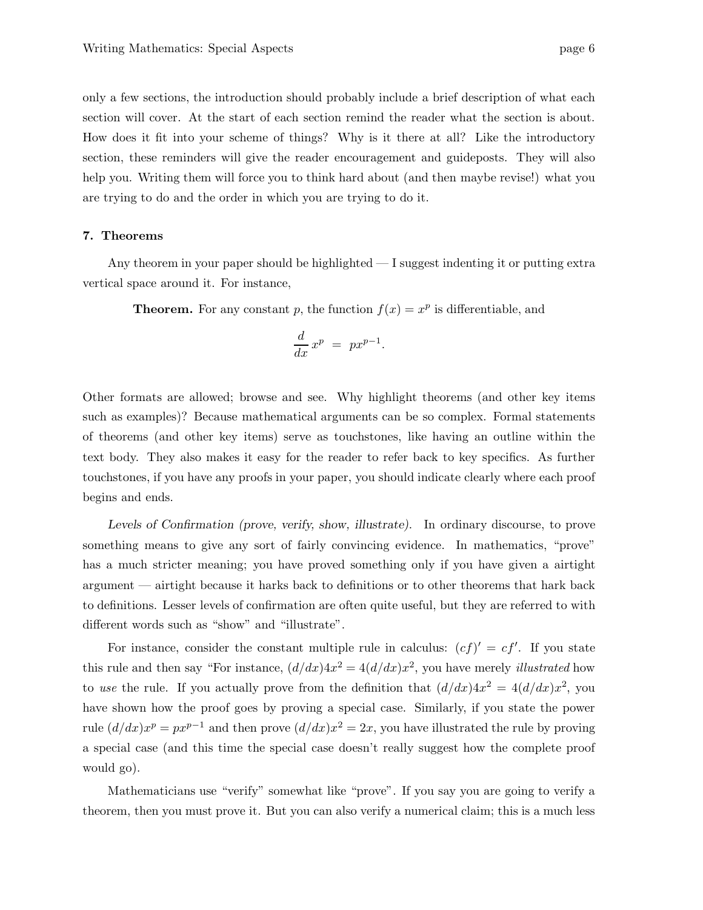only a few sections, the introduction should probably include a brief description of what each section will cover. At the start of each section remind the reader what the section is about. How does it fit into your scheme of things? Why is it there at all? Like the introductory section, these reminders will give the reader encouragement and guideposts. They will also help you. Writing them will force you to think hard about (and then maybe revise!) what you are trying to do and the order in which you are trying to do it.

## 7. Theorems

Any theorem in your paper should be highlighted — I suggest indenting it or putting extra vertical space around it. For instance,

> **Theorem.** For any constant $p$, the function $f(x) = x^p$ is differentiable, and
>
> $$\frac{d}{dx}\, x^p \;=\; px^{p-1}.$$

Other formats are allowed; browse and see. Why highlight theorems (and other key items such as examples)? Because mathematical arguments can be so complex. Formal statements of theorems (and other key items) serve as touchstones, like having an outline within the text body. They also makes it easy for the reader to refer back to key specifics. As further touchstones, if you have any proofs in your paper, you should indicate clearly where each proof begins and ends.

*Levels of Confirmation (prove, verify, show, illustrate).* In ordinary discourse, to prove something means to give any sort of fairly convincing evidence. In mathematics, "prove" has a much stricter meaning; you have proved something only if you have given a airtight argument — airtight because it harks back to definitions or to other theorems that hark back to definitions. Lesser levels of confirmation are often quite useful, but they are referred to with different words such as "show" and "illustrate".

For instance, consider the constant multiple rule in calculus: $(cf)' = cf'$. If you state this rule and then say "For instance, $(d/dx)4x^2 = 4(d/dx)x^2$, you have merely *illustrated* how to *use* the rule. If you actually prove from the definition that $(d/dx)4x^2 = 4(d/dx)x^2$, you have shown how the proof goes by proving a special case. Similarly, if you state the power rule $(d/dx)x^p = px^{p-1}$ and then prove $(d/dx)x^2 = 2x$, you have illustrated the rule by proving a special case (and this time the special case doesn't really suggest how the complete proof would go).

Mathematicians use "verify" somewhat like "prove". If you say you are going to verify a theorem, then you must prove it. But you can also verify a numerical claim; this is a much less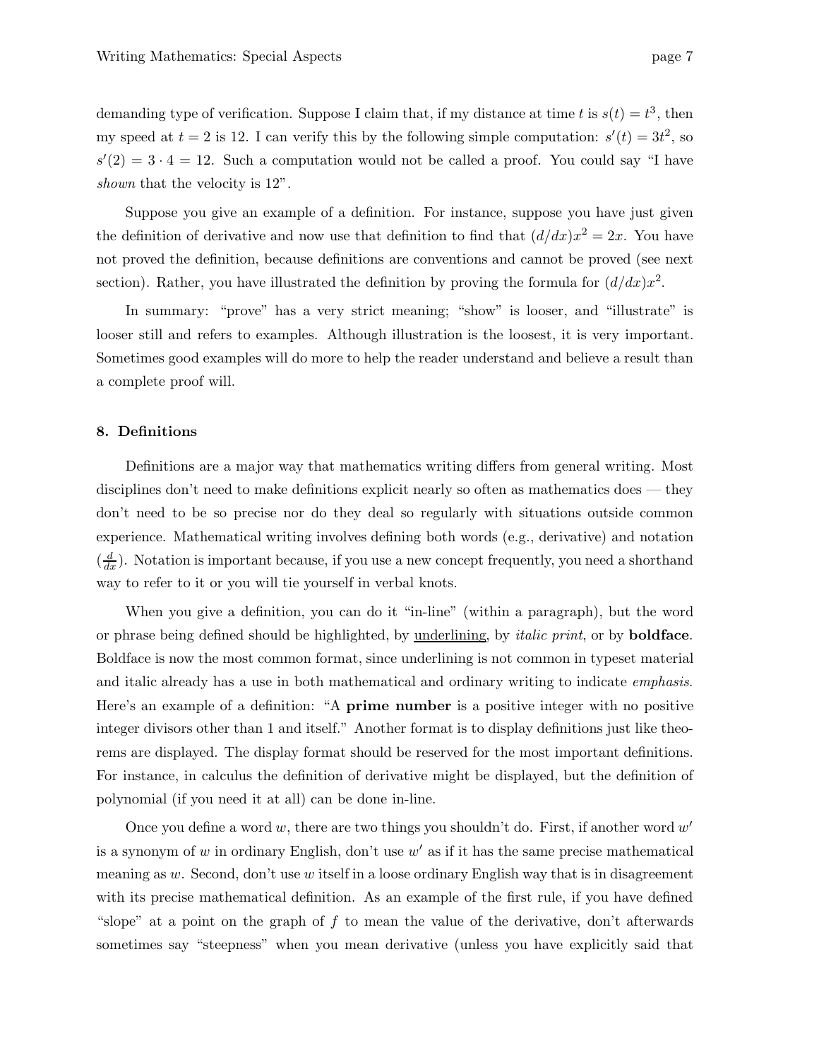demanding type of verification. Suppose I claim that, if my distance at time $t$ is $s(t) = t^3$, then my speed at $t = 2$ is 12. I can verify this by the following simple computation: $s'(t) = 3t^2$, so $s'(2) = 3 \cdot 4 = 12$. Such a computation would not be called a proof. You could say "I have *shown* that the velocity is 12".

Suppose you give an example of a definition. For instance, suppose you have just given the definition of derivative and now use that definition to find that $(d/dx)x^2 = 2x$. You have not proved the definition, because definitions are conventions and cannot be proved (see next section). Rather, you have illustrated the definition by proving the formula for $(d/dx)x^2$.

In summary: "prove" has a very strict meaning; "show" is looser, and "illustrate" is looser still and refers to examples. Although illustration is the loosest, it is very important. Sometimes good examples will do more to help the reader understand and believe a result than a complete proof will.

## 8. Definitions

Definitions are a major way that mathematics writing differs from general writing. Most disciplines don't need to make definitions explicit nearly so often as mathematics does — they don't need to be so precise nor do they deal so regularly with situations outside common experience. Mathematical writing involves defining both words (e.g., derivative) and notation ($\frac{d}{dx}$). Notation is important because, if you use a new concept frequently, you need a shorthand way to refer to it or you will tie yourself in verbal knots.

When you give a definition, you can do it "in-line" (within a paragraph), but the word or phrase being defined should be highlighted, by <u>underlining</u>, by *italic print*, or by **boldface**. Boldface is now the most common format, since underlining is not common in typeset material and italic already has a use in both mathematical and ordinary writing to indicate *emphasis*. Here's an example of a definition: "A **prime number** is a positive integer with no positive integer divisors other than 1 and itself." Another format is to display definitions just like theorems are displayed. The display format should be reserved for the most important definitions. For instance, in calculus the definition of derivative might be displayed, but the definition of polynomial (if you need it at all) can be done in-line.

Once you define a word $w$, there are two things you shouldn't do. First, if another word $w'$ is a synonym of $w$ in ordinary English, don't use $w'$ as if it has the same precise mathematical meaning as $w$. Second, don't use $w$ itself in a loose ordinary English way that is in disagreement with its precise mathematical definition. As an example of the first rule, if you have defined "slope" at a point on the graph of $f$ to mean the value of the derivative, don't afterwards sometimes say "steepness" when you mean derivative (unless you have explicitly said that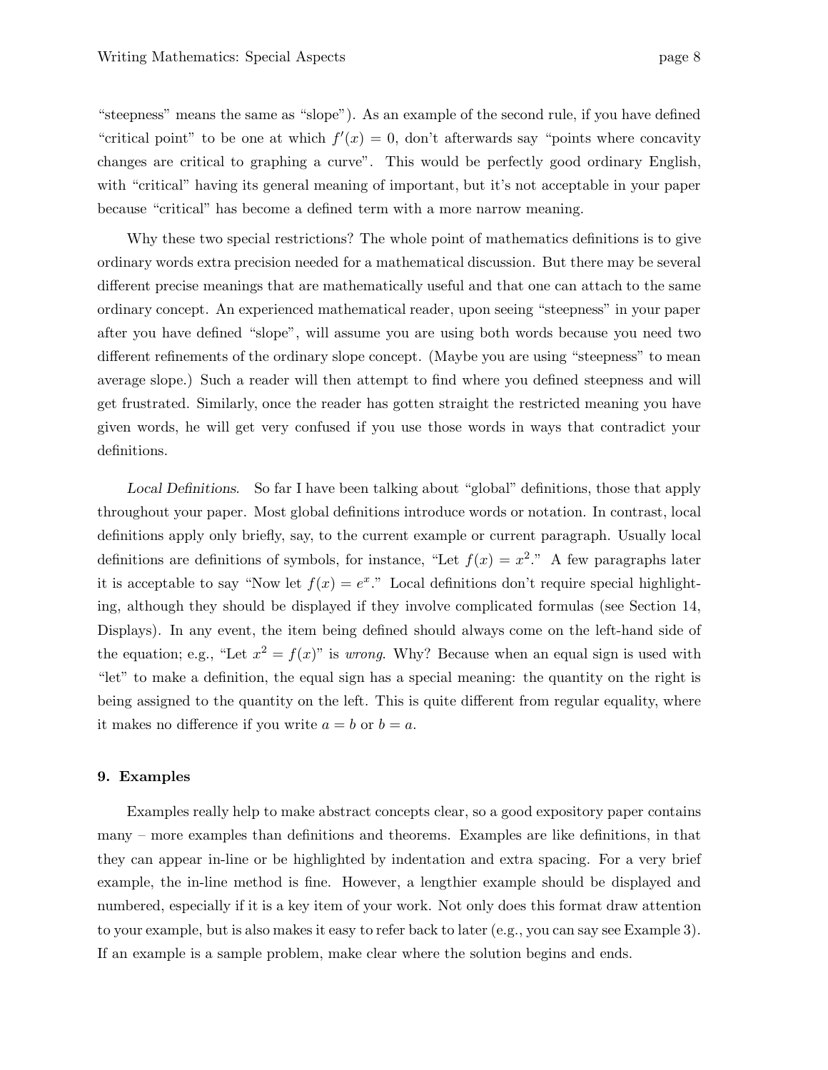"steepness" means the same as "slope"). As an example of the second rule, if you have defined "critical point" to be one at which $f'(x) = 0$, don't afterwards say "points where concavity changes are critical to graphing a curve". This would be perfectly good ordinary English, with "critical" having its general meaning of important, but it's not acceptable in your paper because "critical" has become a defined term with a more narrow meaning.

Why these two special restrictions? The whole point of mathematics definitions is to give ordinary words extra precision needed for a mathematical discussion. But there may be several different precise meanings that are mathematically useful and that one can attach to the same ordinary concept. An experienced mathematical reader, upon seeing "steepness" in your paper after you have defined "slope", will assume you are using both words because you need two different refinements of the ordinary slope concept. (Maybe you are using "steepness" to mean average slope.) Such a reader will then attempt to find where you defined steepness and will get frustrated. Similarly, once the reader has gotten straight the restricted meaning you have given words, he will get very confused if you use those words in ways that contradict your definitions.

*Local Definitions*. So far I have been talking about "global" definitions, those that apply throughout your paper. Most global definitions introduce words or notation. In contrast, local definitions apply only briefly, say, to the current example or current paragraph. Usually local definitions are definitions of symbols, for instance, "Let $f(x) = x^2$." A few paragraphs later it is acceptable to say "Now let $f(x) = e^x$." Local definitions don't require special highlighting, although they should be displayed if they involve complicated formulas (see Section 14, Displays). In any event, the item being defined should always come on the left-hand side of the equation; e.g., "Let $x^2 = f(x)$" is *wrong*. Why? Because when an equal sign is used with "let" to make a definition, the equal sign has a special meaning: the quantity on the right is being assigned to the quantity on the left. This is quite different from regular equality, where it makes no difference if you write $a = b$ or $b = a$.

## 9. Examples

Examples really help to make abstract concepts clear, so a good expository paper contains many – more examples than definitions and theorems. Examples are like definitions, in that they can appear in-line or be highlighted by indentation and extra spacing. For a very brief example, the in-line method is fine. However, a lengthier example should be displayed and numbered, especially if it is a key item of your work. Not only does this format draw attention to your example, but is also makes it easy to refer back to later (e.g., you can say see Example 3). If an example is a sample problem, make clear where the solution begins and ends.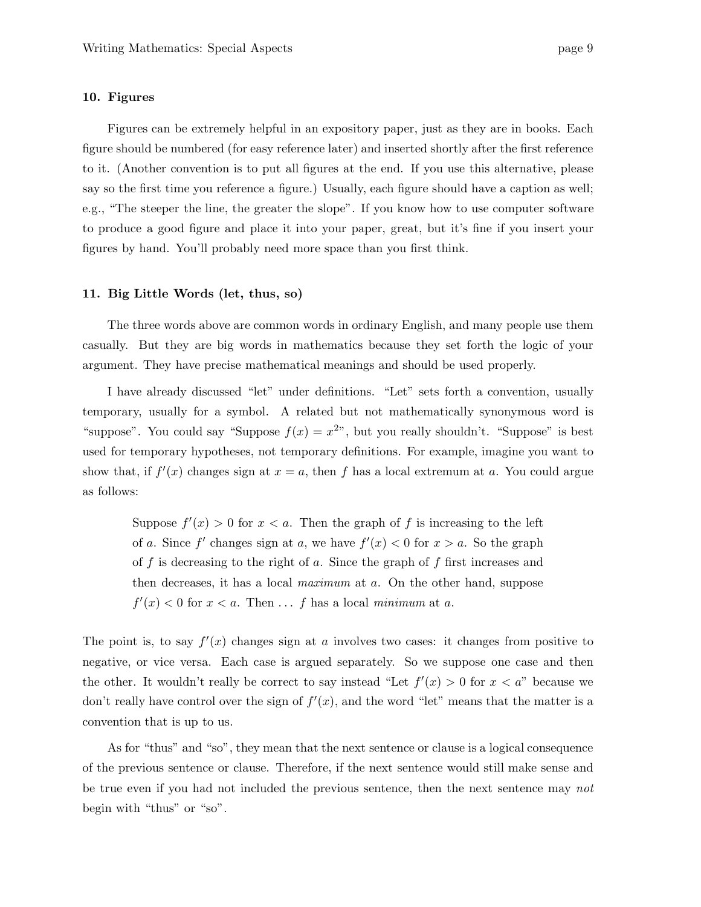## 10. Figures

Figures can be extremely helpful in an expository paper, just as they are in books. Each figure should be numbered (for easy reference later) and inserted shortly after the first reference to it. (Another convention is to put all figures at the end. If you use this alternative, please say so the first time you reference a figure.) Usually, each figure should have a caption as well; e.g., "The steeper the line, the greater the slope". If you know how to use computer software to produce a good figure and place it into your paper, great, but it's fine if you insert your figures by hand. You'll probably need more space than you first think.

## 11. Big Little Words (let, thus, so)

The three words above are common words in ordinary English, and many people use them casually. But they are big words in mathematics because they set forth the logic of your argument. They have precise mathematical meanings and should be used properly.

I have already discussed "let" under definitions. "Let" sets forth a convention, usually temporary, usually for a symbol. A related but not mathematically synonymous word is "suppose". You could say "Suppose $f(x) = x^2$", but you really shouldn't. "Suppose" is best used for temporary hypotheses, not temporary definitions. For example, imagine you want to show that, if $f'(x)$ changes sign at $x = a$, then $f$ has a local extremum at $a$. You could argue as follows:

> Suppose $f'(x) > 0$ for $x < a$. Then the graph of $f$ is increasing to the left of $a$. Since $f'$ changes sign at $a$, we have $f'(x) < 0$ for $x > a$. So the graph of $f$ is decreasing to the right of $a$. Since the graph of $f$ first increases and then decreases, it has a local *maximum* at $a$. On the other hand, suppose $f'(x) < 0$ for $x < a$. Then ... $f$ has a local *minimum* at $a$.

The point is, to say $f'(x)$ changes sign at $a$ involves two cases: it changes from positive to negative, or vice versa. Each case is argued separately. So we suppose one case and then the other. It wouldn't really be correct to say instead "Let $f'(x) > 0$ for $x < a$" because we don't really have control over the sign of $f'(x)$, and the word "let" means that the matter is a convention that is up to us.

As for "thus" and "so", they mean that the next sentence or clause is a logical consequence of the previous sentence or clause. Therefore, if the next sentence would still make sense and be true even if you had not included the previous sentence, then the next sentence may *not* begin with "thus" or "so".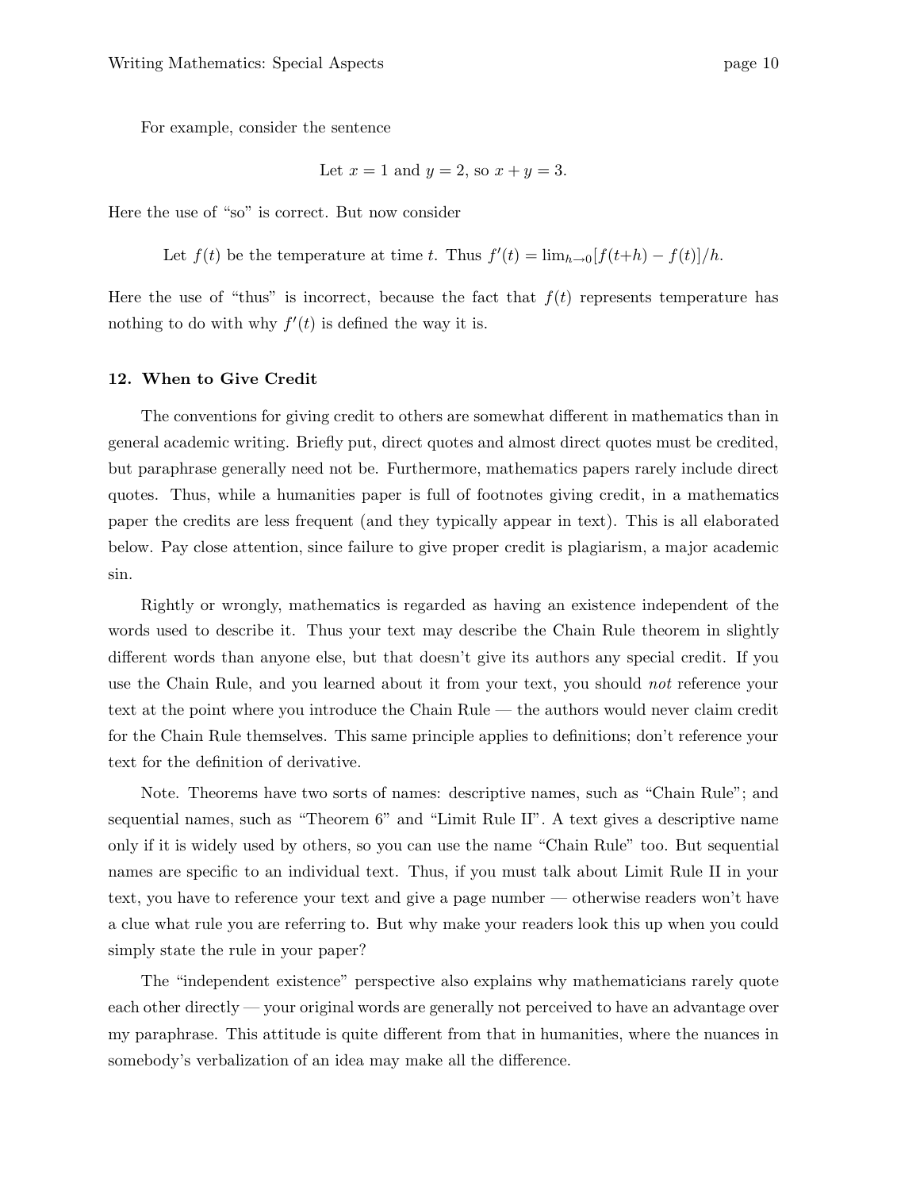For example, consider the sentence

$$\text{Let } x = 1 \text{ and } y = 2, \text{ so } x + y = 3.$$

Here the use of "so" is correct. But now consider

$$\text{Let } f(t) \text{ be the temperature at time } t. \text{ Thus } f'(t) = \lim_{h\to 0}[f(t+h) - f(t)]/h.$$

Here the use of "thus" is incorrect, because the fact that $f(t)$ represents temperature has nothing to do with why $f'(t)$ is defined the way it is.

## 12. When to Give Credit

The conventions for giving credit to others are somewhat different in mathematics than in general academic writing. Briefly put, direct quotes and almost direct quotes must be credited, but paraphrase generally need not be. Furthermore, mathematics papers rarely include direct quotes. Thus, while a humanities paper is full of footnotes giving credit, in a mathematics paper the credits are less frequent (and they typically appear in text). This is all elaborated below. Pay close attention, since failure to give proper credit is plagiarism, a major academic sin.

Rightly or wrongly, mathematics is regarded as having an existence independent of the words used to describe it. Thus your text may describe the Chain Rule theorem in slightly different words than anyone else, but that doesn't give its authors any special credit. If you use the Chain Rule, and you learned about it from your text, you should *not* reference your text at the point where you introduce the Chain Rule — the authors would never claim credit for the Chain Rule themselves. This same principle applies to definitions; don't reference your text for the definition of derivative.

Note. Theorems have two sorts of names: descriptive names, such as "Chain Rule"; and sequential names, such as "Theorem 6" and "Limit Rule II". A text gives a descriptive name only if it is widely used by others, so you can use the name "Chain Rule" too. But sequential names are specific to an individual text. Thus, if you must talk about Limit Rule II in your text, you have to reference your text and give a page number — otherwise readers won't have a clue what rule you are referring to. But why make your readers look this up when you could simply state the rule in your paper?

The "independent existence" perspective also explains why mathematicians rarely quote each other directly — your original words are generally not perceived to have an advantage over my paraphrase. This attitude is quite different from that in humanities, where the nuances in somebody's verbalization of an idea may make all the difference.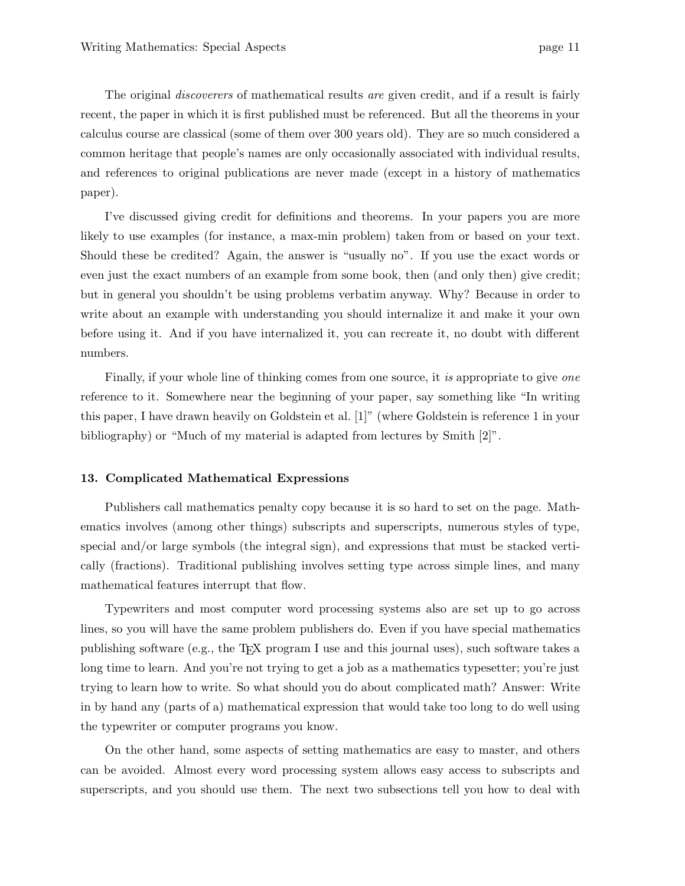The original *discoverers* of mathematical results *are* given credit, and if a result is fairly recent, the paper in which it is first published must be referenced. But all the theorems in your calculus course are classical (some of them over 300 years old). They are so much considered a common heritage that people's names are only occasionally associated with individual results, and references to original publications are never made (except in a history of mathematics paper).

I've discussed giving credit for definitions and theorems. In your papers you are more likely to use examples (for instance, a max-min problem) taken from or based on your text. Should these be credited? Again, the answer is "usually no". If you use the exact words or even just the exact numbers of an example from some book, then (and only then) give credit; but in general you shouldn't be using problems verbatim anyway. Why? Because in order to write about an example with understanding you should internalize it and make it your own before using it. And if you have internalized it, you can recreate it, no doubt with different numbers.

Finally, if your whole line of thinking comes from one source, it *is* appropriate to give *one* reference to it. Somewhere near the beginning of your paper, say something like "In writing this paper, I have drawn heavily on Goldstein et al. [1]" (where Goldstein is reference 1 in your bibliography) or "Much of my material is adapted from lectures by Smith [2]".

## 13. Complicated Mathematical Expressions

Publishers call mathematics penalty copy because it is so hard to set on the page. Mathematics involves (among other things) subscripts and superscripts, numerous styles of type, special and/or large symbols (the integral sign), and expressions that must be stacked vertically (fractions). Traditional publishing involves setting type across simple lines, and many mathematical features interrupt that flow.

Typewriters and most computer word processing systems also are set up to go across lines, so you will have the same problem publishers do. Even if you have special mathematics publishing software (e.g., the TEX program I use and this journal uses), such software takes a long time to learn. And you're not trying to get a job as a mathematics typesetter; you're just trying to learn how to write. So what should you do about complicated math? Answer: Write in by hand any (parts of a) mathematical expression that would take too long to do well using the typewriter or computer programs you know.

On the other hand, some aspects of setting mathematics are easy to master, and others can be avoided. Almost every word processing system allows easy access to subscripts and superscripts, and you should use them. The next two subsections tell you how to deal with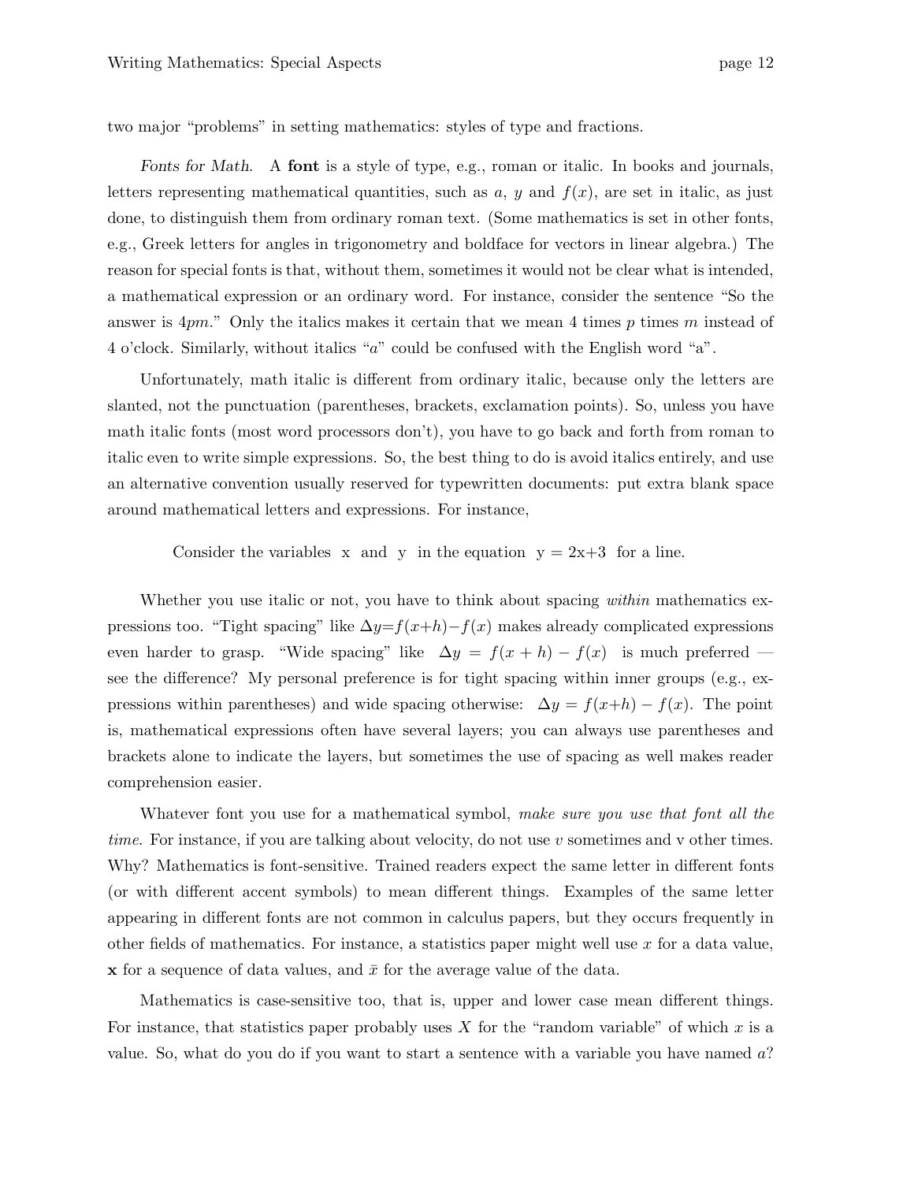two major "problems" in setting mathematics: styles of type and fractions.

*Fonts for Math.* A **font** is a style of type, e.g., roman or italic. In books and journals, letters representing mathematical quantities, such as $a$, $y$ and $f(x)$, are set in italic, as just done, to distinguish them from ordinary roman text. (Some mathematics is set in other fonts, e.g., Greek letters for angles in trigonometry and boldface for vectors in linear algebra.) The reason for special fonts is that, without them, sometimes it would not be clear what is intended, a mathematical expression or an ordinary word. For instance, consider the sentence "So the answer is $4pm$." Only the italics makes it certain that we mean 4 times $p$ times $m$ instead of 4 o'clock. Similarly, without italics "$a$" could be confused with the English word "a".

Unfortunately, math italic is different from ordinary italic, because only the letters are slanted, not the punctuation (parentheses, brackets, exclamation points). So, unless you have math italic fonts (most word processors don't), you have to go back and forth from roman to italic even to write simple expressions. So, the best thing to do is avoid italics entirely, and use an alternative convention usually reserved for typewritten documents: put extra blank space around mathematical letters and expressions. For instance,

> Consider the variables  x  and  y  in the equation  y = 2x+3  for a line.

Whether you use italic or not, you have to think about spacing *within* mathematics expressions too. "Tight spacing" like $\Delta y{=}f(x{+}h){-}f(x)$ makes already complicated expressions even harder to grasp. "Wide spacing" like $\;\Delta y \;=\; f(x \;+\; h) \;-\; f(x)\;$ is much preferred — see the difference? My personal preference is for tight spacing within inner groups (e.g., expressions within parentheses) and wide spacing otherwise: $\Delta y = f(x{+}h) - f(x)$. The point is, mathematical expressions often have several layers; you can always use parentheses and brackets alone to indicate the layers, but sometimes the use of spacing as well makes reader comprehension easier.

Whatever font you use for a mathematical symbol, *make sure you use that font all the time.* For instance, if you are talking about velocity, do not use $v$ sometimes and v other times. Why? Mathematics is font-sensitive. Trained readers expect the same letter in different fonts (or with different accent symbols) to mean different things. Examples of the same letter appearing in different fonts are not common in calculus papers, but they occurs frequently in other fields of mathematics. For instance, a statistics paper might well use $x$ for a data value, $\mathbf{x}$ for a sequence of data values, and $\bar{x}$ for the average value of the data.

Mathematics is case-sensitive too, that is, upper and lower case mean different things. For instance, that statistics paper probably uses $X$ for the "random variable" of which $x$ is a value. So, what do you do if you want to start a sentence with a variable you have named $a$?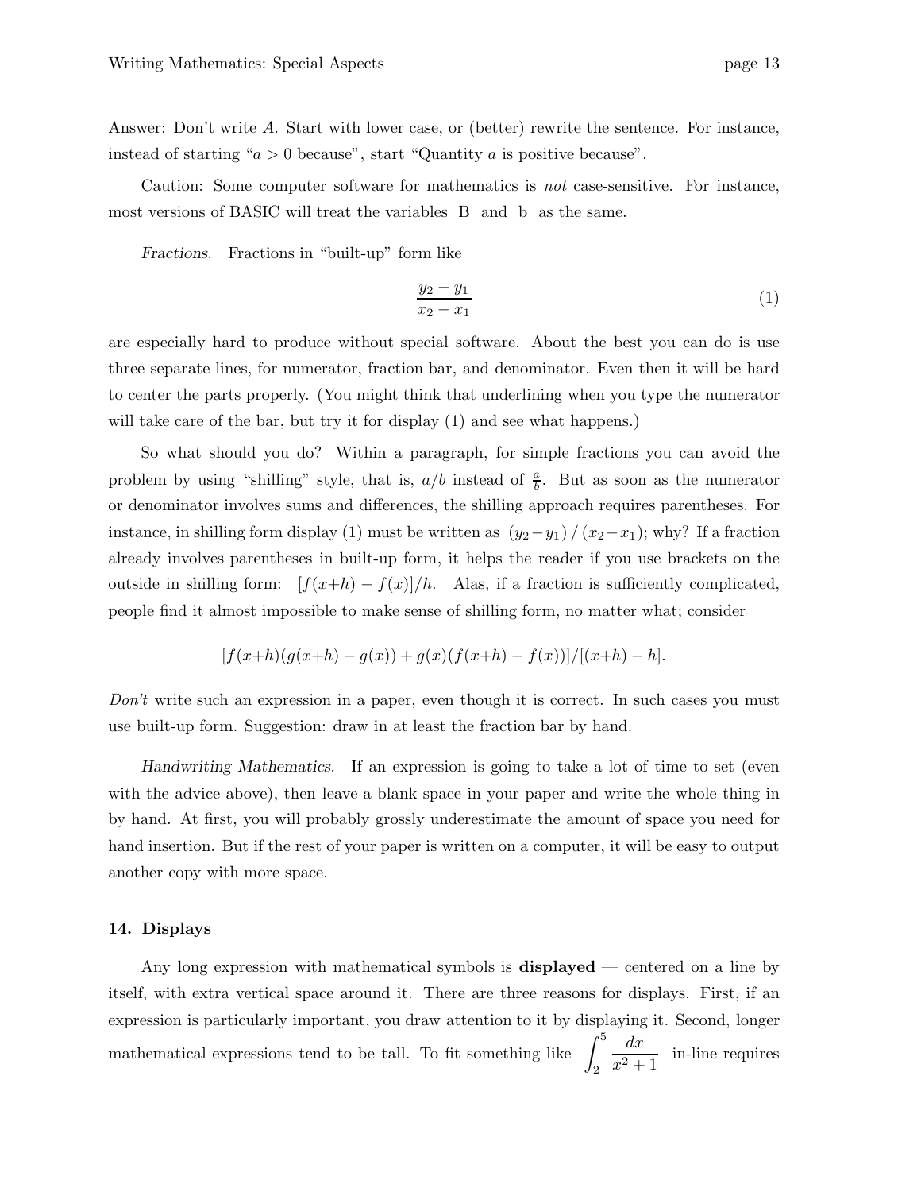Answer: Don't write $A$. Start with lower case, or (better) rewrite the sentence. For instance, instead of starting "$a > 0$ because", start "Quantity $a$ is positive because".

Caution: Some computer software for mathematics is *not* case-sensitive. For instance, most versions of BASIC will treat the variables B and b as the same.

*Fractions*. Fractions in "built-up" form like

$$\frac{y_2 - y_1}{x_2 - x_1} \tag{1}$$

are especially hard to produce without special software. About the best you can do is use three separate lines, for numerator, fraction bar, and denominator. Even then it will be hard to center the parts properly. (You might think that underlining when you type the numerator will take care of the bar, but try it for display (1) and see what happens.)

So what should you do? Within a paragraph, for simple fractions you can avoid the problem by using "shilling" style, that is, $a/b$ instead of $\frac{a}{b}$. But as soon as the numerator or denominator involves sums and differences, the shilling approach requires parentheses. For instance, in shilling form display (1) must be written as $(y_2 - y_1) / (x_2 - x_1)$; why? If a fraction already involves parentheses in built-up form, it helps the reader if you use brackets on the outside in shilling form: $[f(x+h) - f(x)]/h$. Alas, if a fraction is sufficiently complicated, people find it almost impossible to make sense of shilling form, no matter what; consider

$$[f(x+h)(g(x+h) - g(x)) + g(x)(f(x+h) - f(x))]/[(x+h) - h].$$

*Don't* write such an expression in a paper, even though it is correct. In such cases you must use built-up form. Suggestion: draw in at least the fraction bar by hand.

*Handwriting Mathematics*. If an expression is going to take a lot of time to set (even with the advice above), then leave a blank space in your paper and write the whole thing in by hand. At first, you will probably grossly underestimate the amount of space you need for hand insertion. But if the rest of your paper is written on a computer, it will be easy to output another copy with more space.

### 14. Displays

Any long expression with mathematical symbols is **displayed** — centered on a line by itself, with extra vertical space around it. There are three reasons for displays. First, if an expression is particularly important, you draw attention to it by displaying it. Second, longer mathematical expressions tend to be tall. To fit something like $\displaystyle\int_2^5 \frac{dx}{x^2+1}$ in-line requires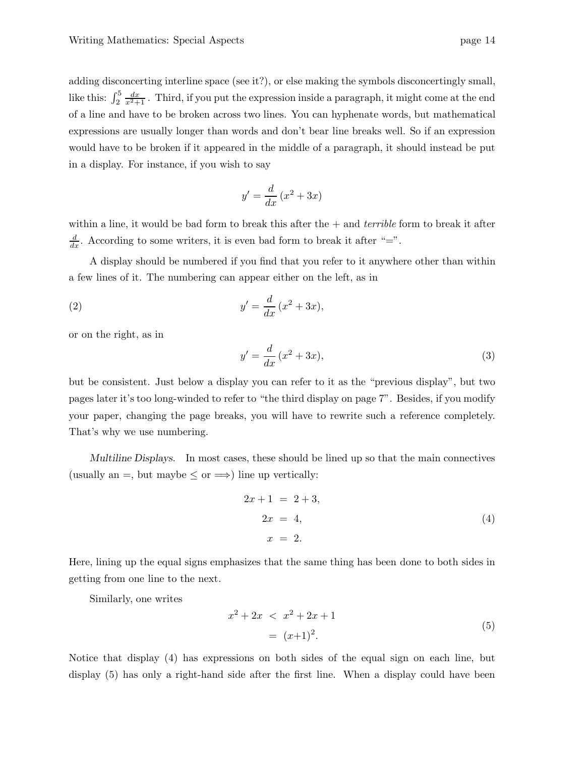adding disconcerting interline space (see it?), or else making the symbols disconcertingly small, like this: $\int_2^5 \frac{dx}{x^2+1}$ . Third, if you put the expression inside a paragraph, it might come at the end of a line and have to be broken across two lines. You can hyphenate words, but mathematical expressions are usually longer than words and don't bear line breaks well. So if an expression would have to be broken if it appeared in the middle of a paragraph, it should instead be put in a display. For instance, if you wish to say

$$y' = \frac{d}{dx}\,(x^2 + 3x)$$

within a line, it would be bad form to break this after the + and *terrible* form to break it after $\frac{d}{dx}$. According to some writers, it is even bad form to break it after "=".

A display should be numbered if you find that you refer to it anywhere other than within a few lines of it. The numbering can appear either on the left, as in

$$(2) \qquad y' = \frac{d}{dx}\,(x^2 + 3x),$$

or on the right, as in

$$y' = \frac{d}{dx}\,(x^2 + 3x), \tag{3}$$

but be consistent. Just below a display you can refer to it as the "previous display", but two pages later it's too long-winded to refer to "the third display on page 7". Besides, if you modify your paper, changing the page breaks, you will have to rewrite such a reference completely. That's why we use numbering.

*Multiline Displays.* In most cases, these should be lined up so that the main connectives (usually an =, but maybe $\leq$ or $\Longrightarrow$) line up vertically:

$$\begin{aligned} 2x + 1 &= 2 + 3, \\ 2x &= 4, \\ x &= 2. \end{aligned} \tag{4}$$

Here, lining up the equal signs emphasizes that the same thing has been done to both sides in getting from one line to the next.

Similarly, one writes

$$\begin{aligned} x^2 + 2x &< x^2 + 2x + 1 \\ &= (x{+}1)^2. \end{aligned} \tag{5}$$

Notice that display (4) has expressions on both sides of the equal sign on each line, but display (5) has only a right-hand side after the first line. When a display could have been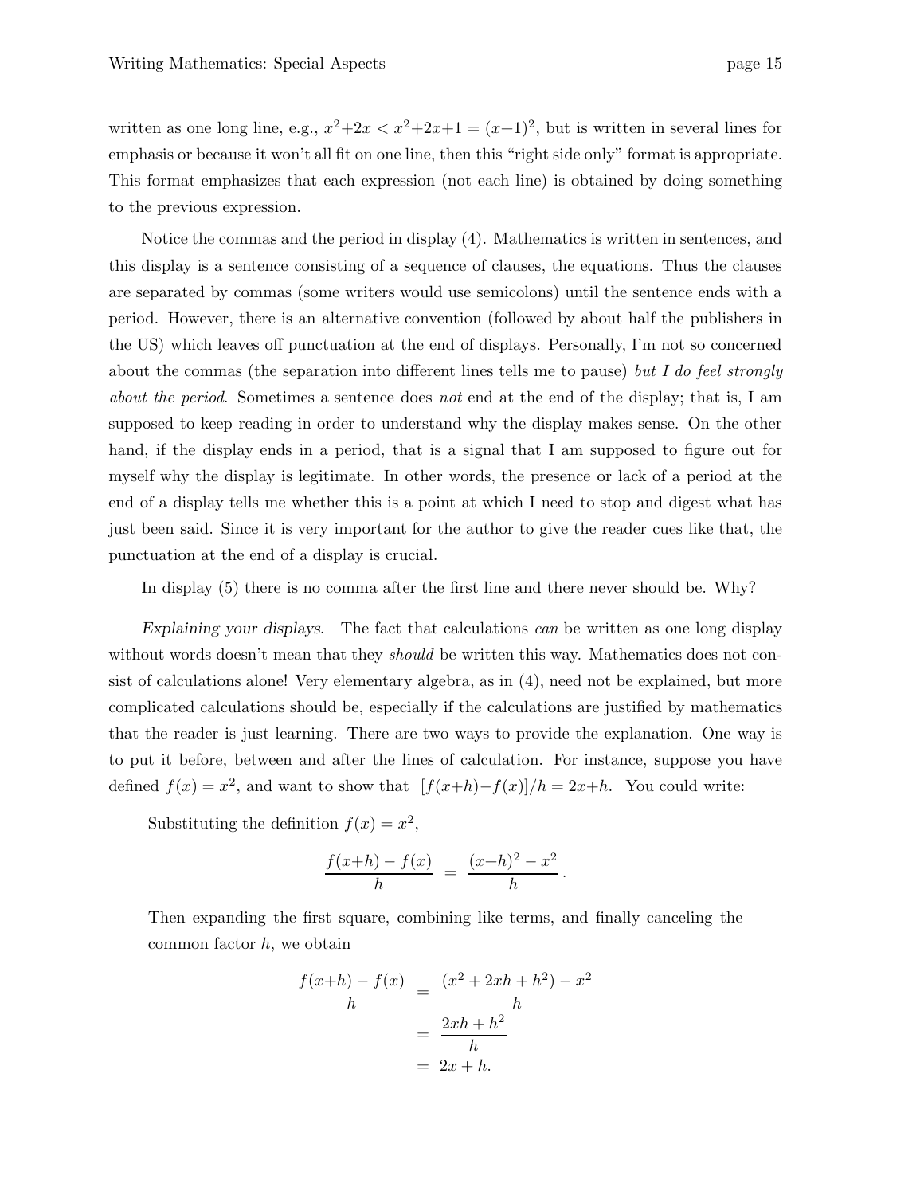written as one long line, e.g., $x^2{+}2x < x^2{+}2x{+}1 = (x{+}1)^2$, but is written in several lines for emphasis or because it won't all fit on one line, then this "right side only" format is appropriate. This format emphasizes that each expression (not each line) is obtained by doing something to the previous expression.

Notice the commas and the period in display (4). Mathematics is written in sentences, and this display is a sentence consisting of a sequence of clauses, the equations. Thus the clauses are separated by commas (some writers would use semicolons) until the sentence ends with a period. However, there is an alternative convention (followed by about half the publishers in the US) which leaves off punctuation at the end of displays. Personally, I'm not so concerned about the commas (the separation into different lines tells me to pause) *but I do feel strongly about the period*. Sometimes a sentence does *not* end at the end of the display; that is, I am supposed to keep reading in order to understand why the display makes sense. On the other hand, if the display ends in a period, that is a signal that I am supposed to figure out for myself why the display is legitimate. In other words, the presence or lack of a period at the end of a display tells me whether this is a point at which I need to stop and digest what has just been said. Since it is very important for the author to give the reader cues like that, the punctuation at the end of a display is crucial.

In display (5) there is no comma after the first line and there never should be. Why?

*Explaining your displays*. The fact that calculations *can* be written as one long display without words doesn't mean that they *should* be written this way. Mathematics does not consist of calculations alone! Very elementary algebra, as in (4), need not be explained, but more complicated calculations should be, especially if the calculations are justified by mathematics that the reader is just learning. There are two ways to provide the explanation. One way is to put it before, between and after the lines of calculation. For instance, suppose you have defined $f(x) = x^2$, and want to show that $[f(x{+}h){-}f(x)]/h = 2x{+}h$. You could write:

> Substituting the definition $f(x) = x^2$,
>
> $$\frac{f(x{+}h) - f(x)}{h} = \frac{(x{+}h)^2 - x^2}{h}.$$
>
> Then expanding the first square, combining like terms, and finally canceling the common factor $h$, we obtain
>
> $$\begin{aligned}\frac{f(x{+}h) - f(x)}{h} &= \frac{(x^2 + 2xh + h^2) - x^2}{h} \\ &= \frac{2xh + h^2}{h} \\ &= 2x + h.\end{aligned}$$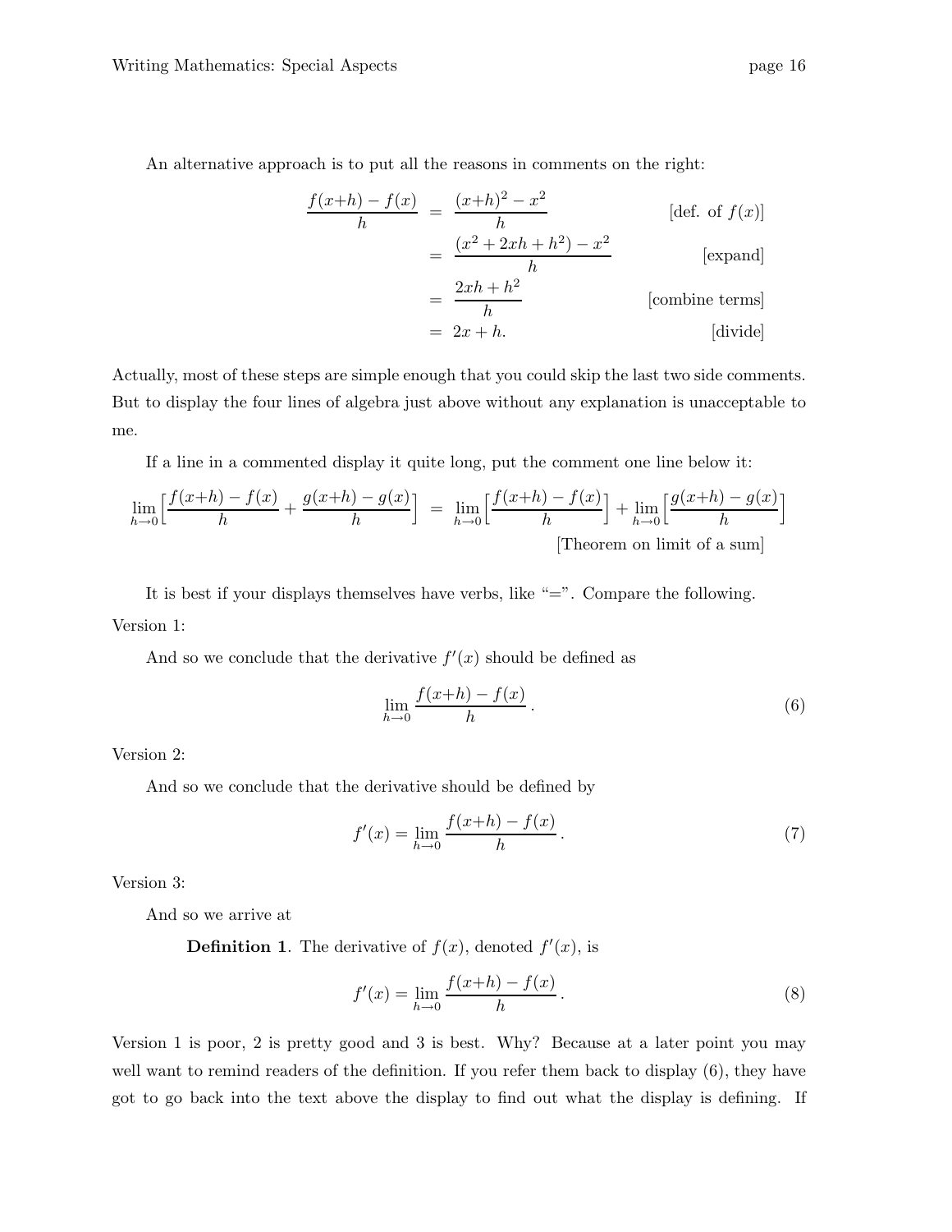An alternative approach is to put all the reasons in comments on the right:

$$
\begin{aligned}
\frac{f(x+h)-f(x)}{h} &= \frac{(x+h)^2 - x^2}{h} && \text{[def. of } f(x)\text{]} \\
&= \frac{(x^2+2xh+h^2)-x^2}{h} && \text{[expand]} \\
&= \frac{2xh+h^2}{h} && \text{[combine terms]} \\
&= 2x+h. && \text{[divide]}
\end{aligned}
$$

Actually, most of these steps are simple enough that you could skip the last two side comments. But to display the four lines of algebra just above without any explanation is unacceptable to me.

If a line in a commented display it quite long, put the comment one line below it:

$$
\lim_{h\to 0}\Big[\frac{f(x+h)-f(x)}{h} + \frac{g(x+h)-g(x)}{h}\Big] \;=\; \lim_{h\to 0}\Big[\frac{f(x+h)-f(x)}{h}\Big] + \lim_{h\to 0}\Big[\frac{g(x+h)-g(x)}{h}\Big]
$$
$$
\text{[Theorem on limit of a sum]}
$$

It is best if your displays themselves have verbs, like "=". Compare the following.

Version 1:

And so we conclude that the derivative $f'(x)$ should be defined as

$$
\lim_{h\to 0}\frac{f(x+h)-f(x)}{h}\,. \tag{6}
$$

Version 2:

And so we conclude that the derivative should be defined by

$$
f'(x) = \lim_{h\to 0}\frac{f(x+h)-f(x)}{h}\,. \tag{7}
$$

Version 3:

And so we arrive at

**Definition 1**. The derivative of $f(x)$, denoted $f'(x)$, is

$$
f'(x) = \lim_{h\to 0}\frac{f(x+h)-f(x)}{h}\,. \tag{8}
$$

Version 1 is poor, 2 is pretty good and 3 is best. Why? Because at a later point you may well want to remind readers of the definition. If you refer them back to display (6), they have got to go back into the text above the display to find out what the display is defining. If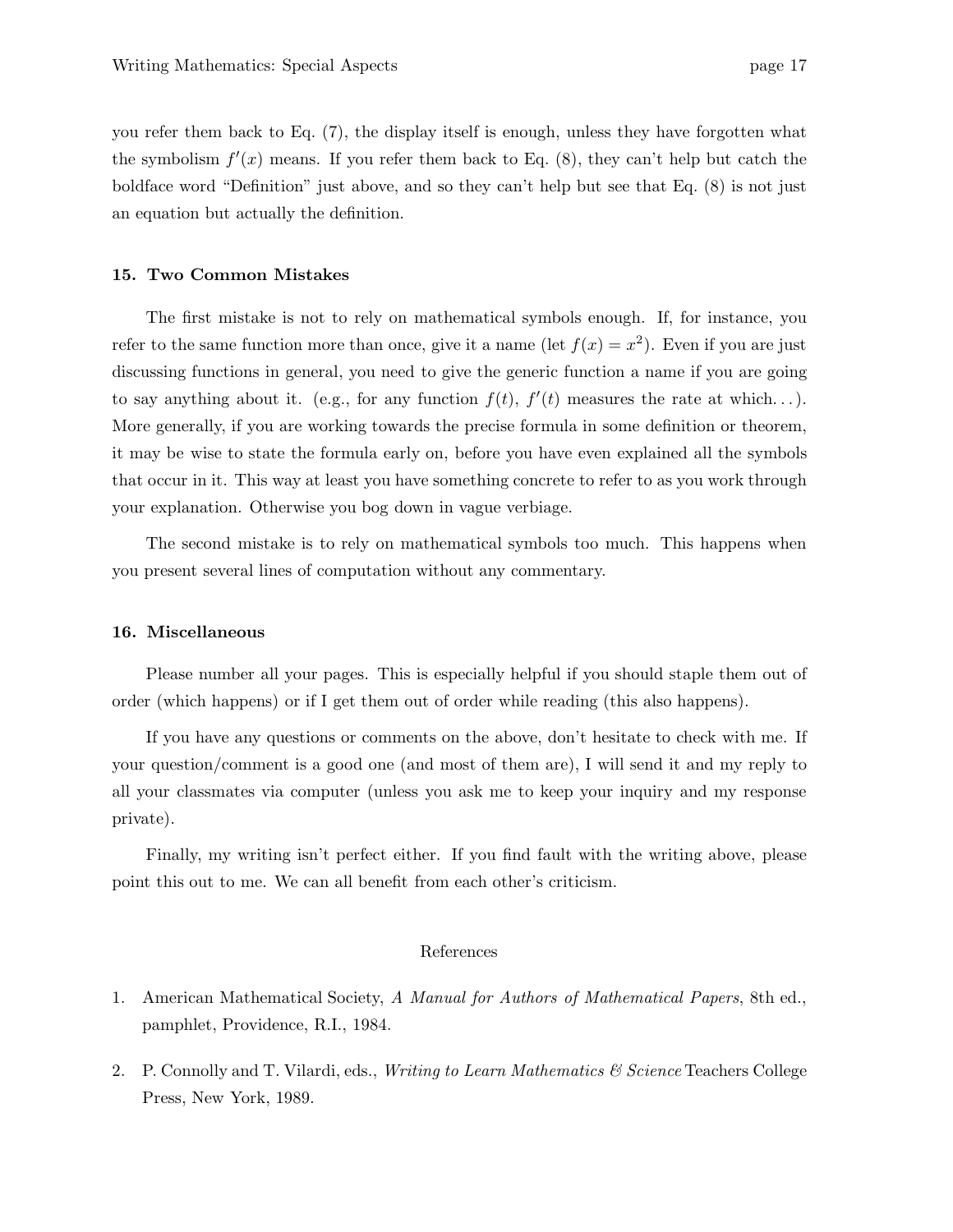you refer them back to Eq. (7), the display itself is enough, unless they have forgotten what the symbolism $f'(x)$ means. If you refer them back to Eq. (8), they can't help but catch the boldface word "Definition" just above, and so they can't help but see that Eq. (8) is not just an equation but actually the definition.

### 15. Two Common Mistakes

The first mistake is not to rely on mathematical symbols enough. If, for instance, you refer to the same function more than once, give it a name (let $f(x) = x^2$). Even if you are just discussing functions in general, you need to give the generic function a name if you are going to say anything about it. (e.g., for any function $f(t)$, $f'(t)$ measures the rate at which...). More generally, if you are working towards the precise formula in some definition or theorem, it may be wise to state the formula early on, before you have even explained all the symbols that occur in it. This way at least you have something concrete to refer to as you work through your explanation. Otherwise you bog down in vague verbiage.

The second mistake is to rely on mathematical symbols too much. This happens when you present several lines of computation without any commentary.

### 16. Miscellaneous

Please number all your pages. This is especially helpful if you should staple them out of order (which happens) or if I get them out of order while reading (this also happens).

If you have any questions or comments on the above, don't hesitate to check with me. If your question/comment is a good one (and most of them are), I will send it and my reply to all your classmates via computer (unless you ask me to keep your inquiry and my response private).

Finally, my writing isn't perfect either. If you find fault with the writing above, please point this out to me. We can all benefit from each other's criticism.

## References

1. American Mathematical Society, *A Manual for Authors of Mathematical Papers*, 8th ed., pamphlet, Providence, R.I., 1984.

2. P. Connolly and T. Vilardi, eds., *Writing to Learn Mathematics & Science* Teachers College Press, New York, 1989.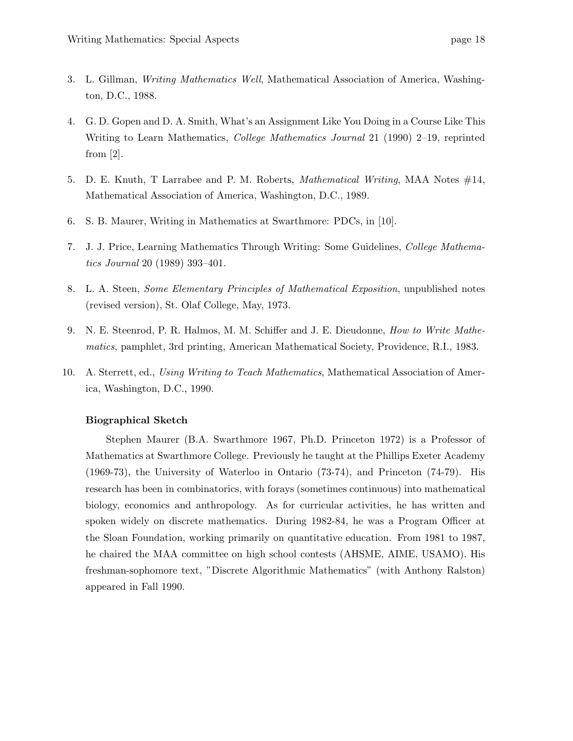3. L. Gillman, *Writing Mathematics Well*, Mathematical Association of America, Washington, D.C., 1988.

4. G. D. Gopen and D. A. Smith, What's an Assignment Like You Doing in a Course Like This Writing to Learn Mathematics, *College Mathematics Journal* 21 (1990) 2–19, reprinted from [2].

5. D. E. Knuth, T Larrabee and P. M. Roberts, *Mathematical Writing*, MAA Notes #14, Mathematical Association of America, Washington, D.C., 1989.

6. S. B. Maurer, Writing in Mathematics at Swarthmore: PDCs, in [10].

7. J. J. Price, Learning Mathematics Through Writing: Some Guidelines, *College Mathematics Journal* 20 (1989) 393–401.

8. L. A. Steen, *Some Elementary Principles of Mathematical Exposition*, unpublished notes (revised version), St. Olaf College, May, 1973.

9. N. E. Steenrod, P. R. Halmos, M. M. Schiffer and J. E. Dieudonne, *How to Write Mathematics*, pamphlet, 3rd printing, American Mathematical Society, Providence, R.I., 1983.

10. A. Sterrett, ed., *Using Writing to Teach Mathematics*, Mathematical Association of America, Washington, D.C., 1990.

**Biographical Sketch**

Stephen Maurer (B.A. Swarthmore 1967, Ph.D. Princeton 1972) is a Professor of Mathematics at Swarthmore College. Previously he taught at the Phillips Exeter Academy (1969-73), the University of Waterloo in Ontario (73-74), and Princeton (74-79). His research has been in combinatorics, with forays (sometimes continuous) into mathematical biology, economics and anthropology. As for curricular activities, he has written and spoken widely on discrete mathematics. During 1982-84, he was a Program Officer at the Sloan Foundation, working primarily on quantitative education. From 1981 to 1987, he chaired the MAA committee on high school contests (AHSME, AIME, USAMO). His freshman-sophomore text, "Discrete Algorithmic Mathematics" (with Anthony Ralston) appeared in Fall 1990.